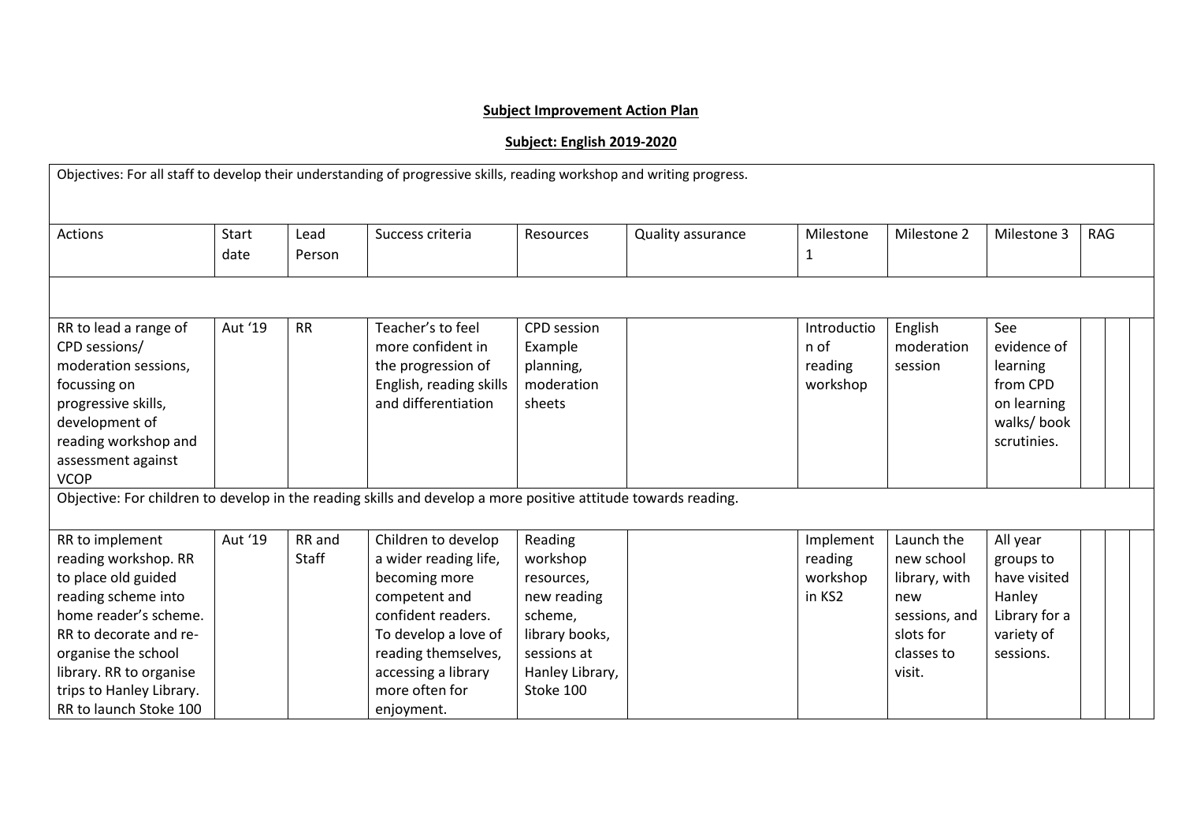**Subject Improvement Action Plan**

**Subject: English 2019-2020**

| Actions | Start date | Lead Person | Success criteria | Resources | Quality assurance | Milestone 1 | Milestone 2 | Milestone 3 | RAG |
|---|---|---|---|---|---|---|---|---|---|
| Objectives: For all staff to develop their understanding of progressive skills, reading workshop and writing progress. | | | | | | | | | |
| RR to lead a range of CPD sessions/ moderation sessions, focussing on progressive skills, development of reading workshop and assessment against VCOP | Aut '19 | RR | Teacher's to feel more confident in the progression of English, reading skills and differentiation | CPD session Example planning, moderation sheets | | Introduction of reading workshop | English moderation session | See evidence of learning from CPD on learning walks/ book scrutinies. | |
| Objective: For children to develop in the reading skills and develop a more positive attitude towards reading. | | | | | | | | | |
| RR to implement reading workshop. RR to place old guided reading scheme into home reader's scheme. RR to decorate and re-organise the school library. RR to organise trips to Hanley Library. RR to launch Stoke 100 | Aut '19 | RR and Staff | Children to develop a wider reading life, becoming more competent and confident readers. To develop a love of reading themselves, accessing a library more often for enjoyment. | Reading workshop resources, new reading scheme, library books, sessions at Hanley Library, Stoke 100 | | Implement reading workshop in KS2 | Launch the new school library, with new sessions, and slots for classes to visit. | All year groups to have visited Hanley Library for a variety of sessions. | |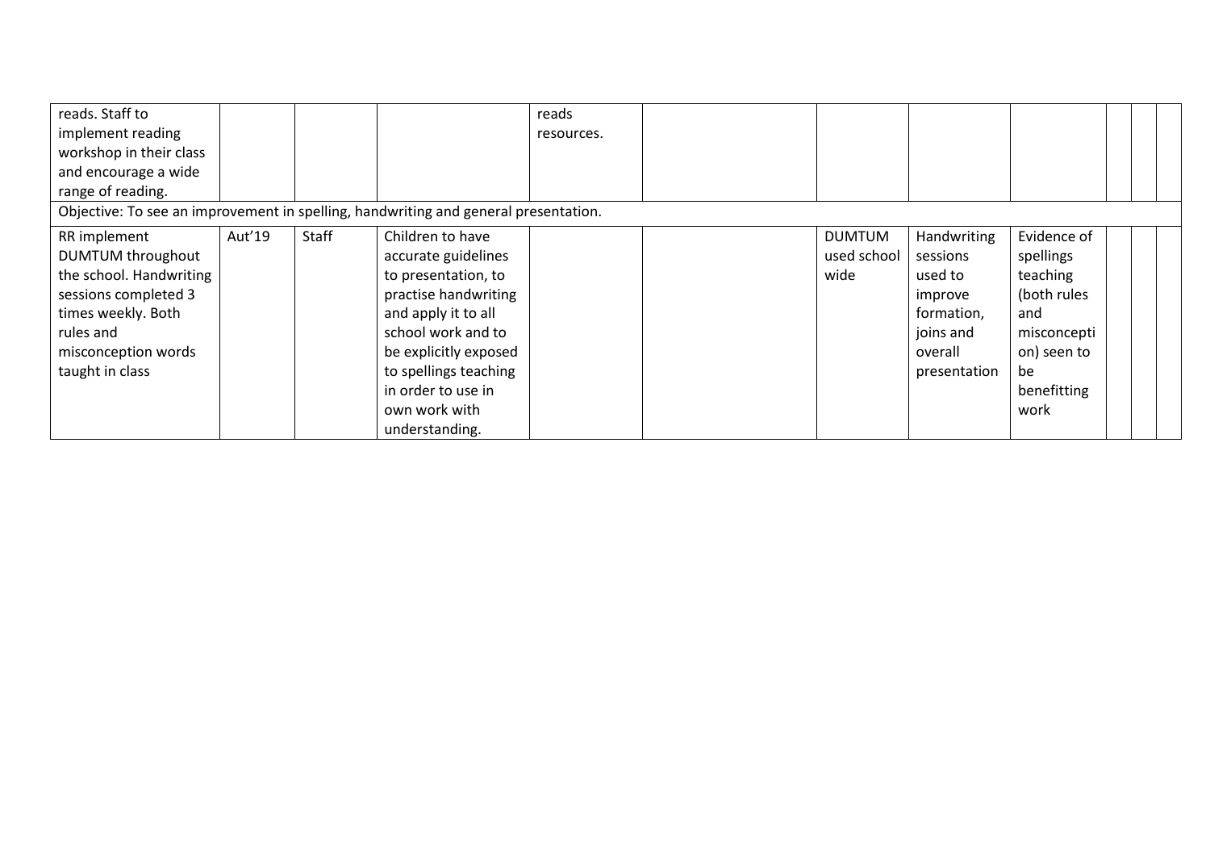| | | | | | | | | | | | |
|---|---|---|---|---|---|---|---|---|---|---|---|
| reads. Staff to implement reading workshop in their class and encourage a wide range of reading. | | | | reads resources. | | | | | | | |
| Objective: To see an improvement in spelling, handwriting and general presentation. | | | | | | | | | | | |
| RR implement DUMTUM throughout the school. Handwriting sessions completed 3 times weekly. Both rules and misconception words taught in class | Aut'19 | Staff | Children to have accurate guidelines to presentation, to practise handwriting and apply it to all school work and to be explicitly exposed to spellings teaching in order to use in own work with understanding. | | | DUMTUM used school wide | Handwriting sessions used to improve formation, joins and overall presentation | Evidence of spellings teaching (both rules and misconception) seen to be benefitting work | | | |